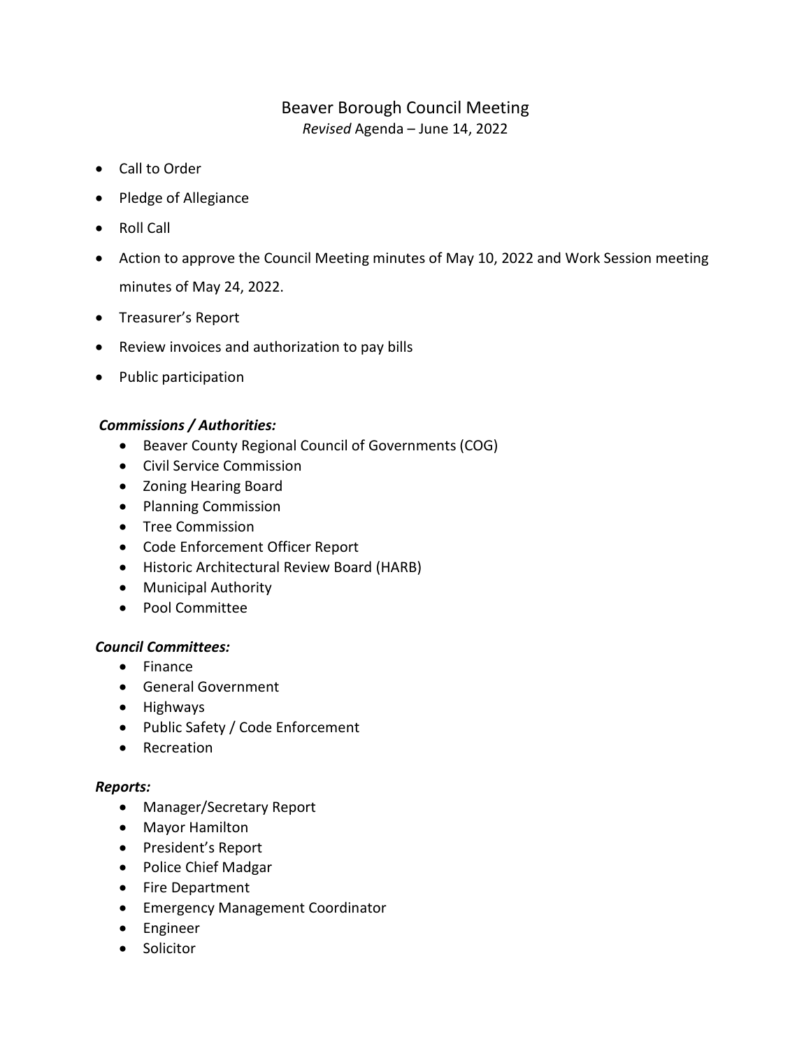# Beaver Borough Council Meeting

*Revised* Agenda – June 14, 2022

- Call to Order
- Pledge of Allegiance
- Roll Call
- Action to approve the Council Meeting minutes of May 10, 2022 and Work Session meeting minutes of May 24, 2022.
- Treasurer's Report
- Review invoices and authorization to pay bills
- Public participation

***Commissions / Authorities:***

- Beaver County Regional Council of Governments (COG)
- Civil Service Commission
- Zoning Hearing Board
- Planning Commission
- Tree Commission
- Code Enforcement Officer Report
- Historic Architectural Review Board (HARB)
- Municipal Authority
- Pool Committee

***Council Committees:***

- Finance
- General Government
- Highways
- Public Safety / Code Enforcement
- Recreation

***Reports:***

- Manager/Secretary Report
- Mayor Hamilton
- President's Report
- Police Chief Madgar
- Fire Department
- Emergency Management Coordinator
- Engineer
- Solicitor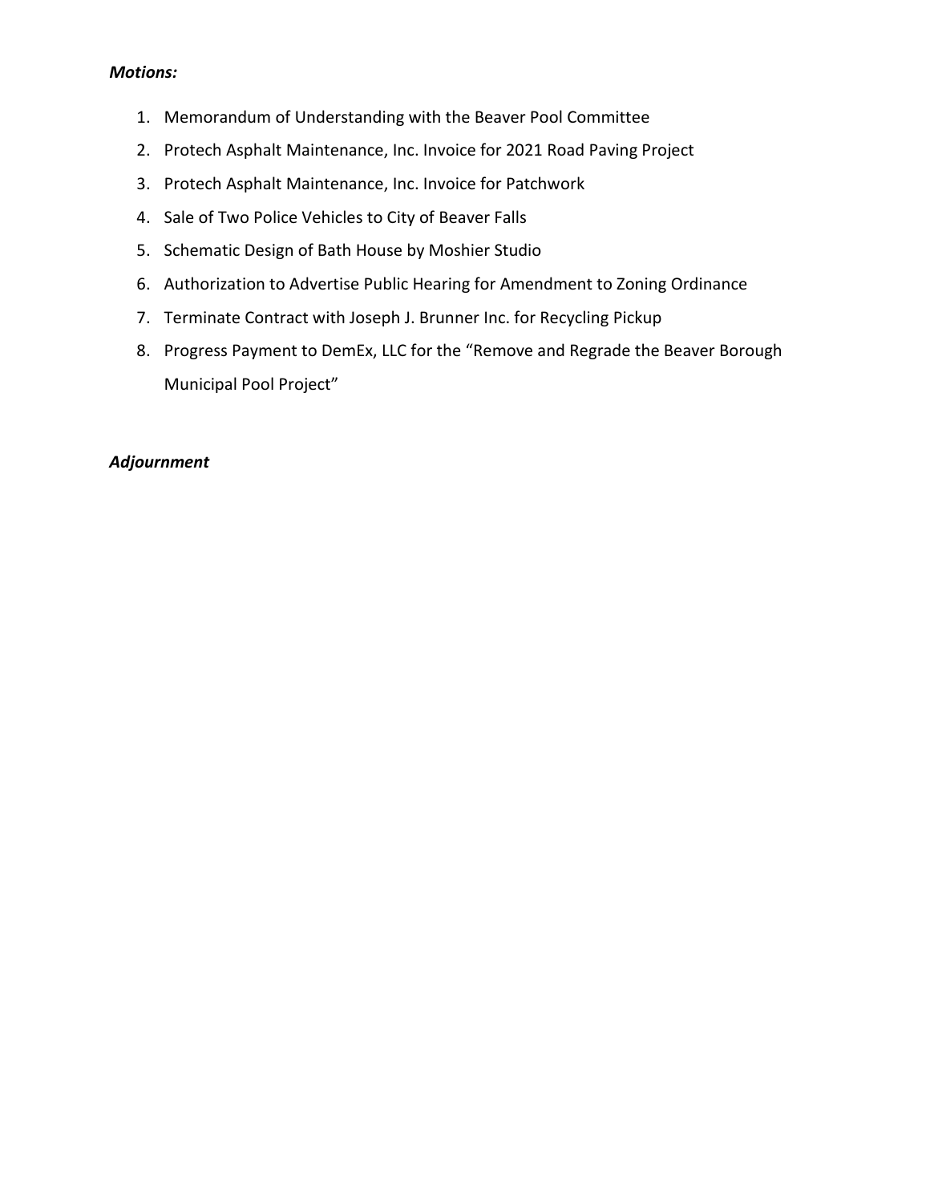***Motions:***

1. Memorandum of Understanding with the Beaver Pool Committee
2. Protech Asphalt Maintenance, Inc. Invoice for 2021 Road Paving Project
3. Protech Asphalt Maintenance, Inc. Invoice for Patchwork
4. Sale of Two Police Vehicles to City of Beaver Falls
5. Schematic Design of Bath House by Moshier Studio
6. Authorization to Advertise Public Hearing for Amendment to Zoning Ordinance
7. Terminate Contract with Joseph J. Brunner Inc. for Recycling Pickup
8. Progress Payment to DemEx, LLC for the "Remove and Regrade the Beaver Borough Municipal Pool Project"

***Adjournment***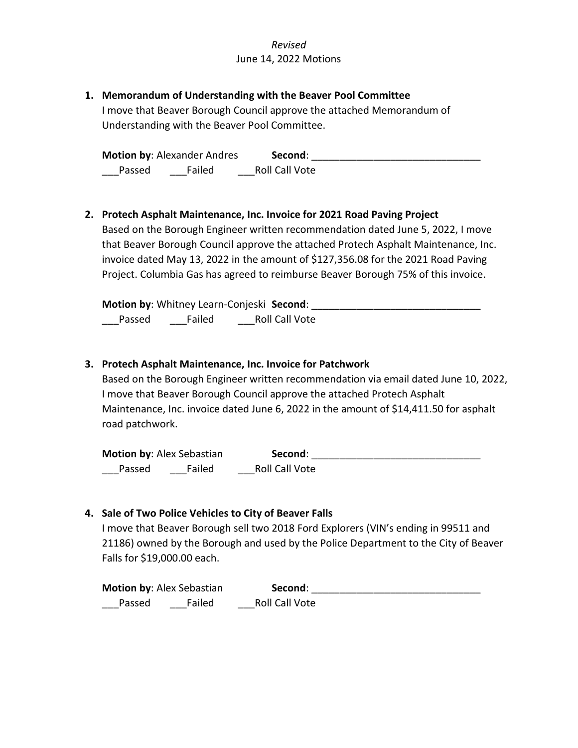*Revised*
June 14, 2022 Motions

1. **Memorandum of Understanding with the Beaver Pool Committee**
   I move that Beaver Borough Council approve the attached Memorandum of Understanding with the Beaver Pool Committee.

   **Motion by**: Alexander Andres **Second**: ______________________________
   ___Passed ___Failed ___Roll Call Vote

2. **Protech Asphalt Maintenance, Inc. Invoice for 2021 Road Paving Project**
   Based on the Borough Engineer written recommendation dated June 5, 2022, I move that Beaver Borough Council approve the attached Protech Asphalt Maintenance, Inc. invoice dated May 13, 2022 in the amount of $127,356.08 for the 2021 Road Paving Project. Columbia Gas has agreed to reimburse Beaver Borough 75% of this invoice.

   **Motion by**: Whitney Learn-Conjeski **Second**: ______________________________
   ___Passed ___Failed ___Roll Call Vote

3. **Protech Asphalt Maintenance, Inc. Invoice for Patchwork**
   Based on the Borough Engineer written recommendation via email dated June 10, 2022, I move that Beaver Borough Council approve the attached Protech Asphalt Maintenance, Inc. invoice dated June 6, 2022 in the amount of $14,411.50 for asphalt road patchwork.

   **Motion by**: Alex Sebastian **Second**: ______________________________
   ___Passed ___Failed ___Roll Call Vote

4. **Sale of Two Police Vehicles to City of Beaver Falls**
   I move that Beaver Borough sell two 2018 Ford Explorers (VIN's ending in 99511 and 21186) owned by the Borough and used by the Police Department to the City of Beaver Falls for $19,000.00 each.

   **Motion by**: Alex Sebastian **Second**: ______________________________
   ___Passed ___Failed ___Roll Call Vote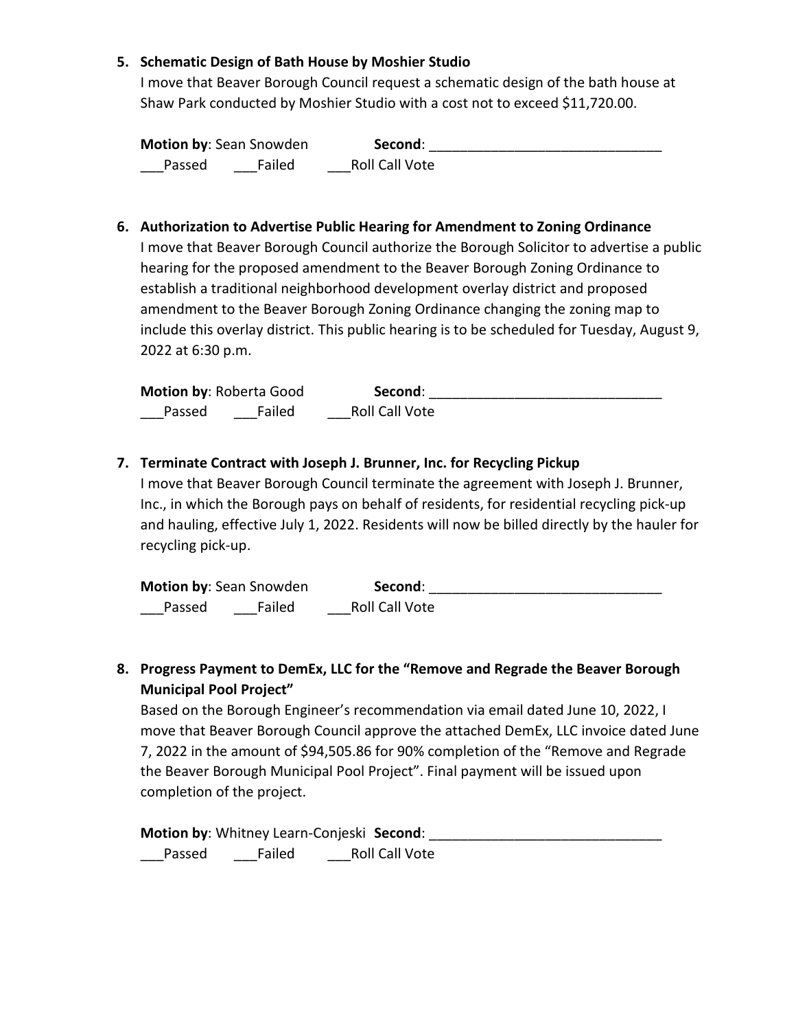**5. Schematic Design of Bath House by Moshier Studio**

I move that Beaver Borough Council request a schematic design of the bath house at Shaw Park conducted by Moshier Studio with a cost not to exceed $11,720.00.

**Motion by**: Sean Snowden **Second**: ______________________________

___Passed ___Failed ___Roll Call Vote

**6. Authorization to Advertise Public Hearing for Amendment to Zoning Ordinance**

I move that Beaver Borough Council authorize the Borough Solicitor to advertise a public hearing for the proposed amendment to the Beaver Borough Zoning Ordinance to establish a traditional neighborhood development overlay district and proposed amendment to the Beaver Borough Zoning Ordinance changing the zoning map to include this overlay district. This public hearing is to be scheduled for Tuesday, August 9, 2022 at 6:30 p.m.

**Motion by**: Roberta Good **Second**: ______________________________

___Passed ___Failed ___Roll Call Vote

**7. Terminate Contract with Joseph J. Brunner, Inc. for Recycling Pickup**

I move that Beaver Borough Council terminate the agreement with Joseph J. Brunner, Inc., in which the Borough pays on behalf of residents, for residential recycling pick-up and hauling, effective July 1, 2022. Residents will now be billed directly by the hauler for recycling pick-up.

**Motion by**: Sean Snowden **Second**: ______________________________

___Passed ___Failed ___Roll Call Vote

**8. Progress Payment to DemEx, LLC for the "Remove and Regrade the Beaver Borough Municipal Pool Project"**

Based on the Borough Engineer's recommendation via email dated June 10, 2022, I move that Beaver Borough Council approve the attached DemEx, LLC invoice dated June 7, 2022 in the amount of $94,505.86 for 90% completion of the "Remove and Regrade the Beaver Borough Municipal Pool Project". Final payment will be issued upon completion of the project.

**Motion by**: Whitney Learn-Conjeski **Second**: ______________________________

___Passed ___Failed ___Roll Call Vote